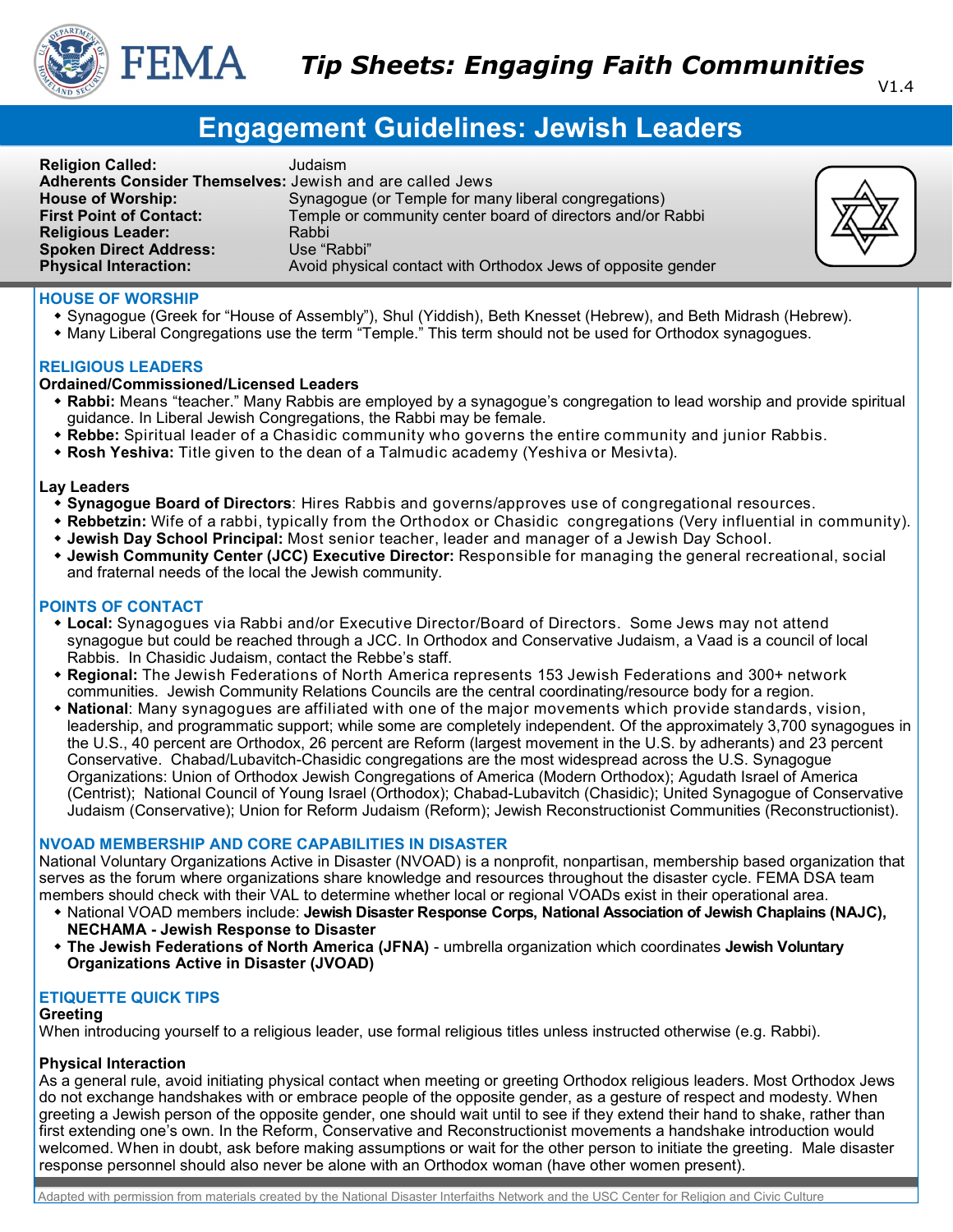# Tip Sheets: Engaging Faith Communities

V1.4

## Engagement Guidelines: Jewish Leaders

**Religion Called:** Judaism
**Adherents Consider Themselves:** Jewish and are called Jews
**House of Worship:** Synagogue (or Temple for many liberal congregations)
**First Point of Contact:** Temple or community center board of directors and/or Rabbi
**Religious Leader:** Rabbi
**Spoken Direct Address:** Use "Rabbi"
**Physical Interaction:** Avoid physical contact with Orthodox Jews of opposite gender

### HOUSE OF WORSHIP

- Synagogue (Greek for "House of Assembly"), Shul (Yiddish), Beth Knesset (Hebrew), and Beth Midrash (Hebrew).
- Many Liberal Congregations use the term "Temple." This term should not be used for Orthodox synagogues.

### RELIGIOUS LEADERS

**Ordained/Commissioned/Licensed Leaders**

- **Rabbi:** Means "teacher." Many Rabbis are employed by a synagogue's congregation to lead worship and provide spiritual guidance. In Liberal Jewish Congregations, the Rabbi may be female.
- **Rebbe:** Spiritual leader of a Chasidic community who governs the entire community and junior Rabbis.
- **Rosh Yeshiva:** Title given to the dean of a Talmudic academy (Yeshiva or Mesivta).

**Lay Leaders**

- **Synagogue Board of Directors**: Hires Rabbis and governs/approves use of congregational resources.
- **Rebbetzin:** Wife of a rabbi, typically from the Orthodox or Chasidic congregations (Very influential in community).
- **Jewish Day School Principal:** Most senior teacher, leader and manager of a Jewish Day School.
- **Jewish Community Center (JCC) Executive Director:** Responsible for managing the general recreational, social and fraternal needs of the local the Jewish community.

### POINTS OF CONTACT

- **Local:** Synagogues via Rabbi and/or Executive Director/Board of Directors. Some Jews may not attend synagogue but could be reached through a JCC. In Orthodox and Conservative Judaism, a Vaad is a council of local Rabbis. In Chasidic Judaism, contact the Rebbe's staff.
- **Regional:** The Jewish Federations of North America represents 153 Jewish Federations and 300+ network communities. Jewish Community Relations Councils are the central coordinating/resource body for a region.
- **National**: Many synagogues are affiliated with one of the major movements which provide standards, vision, leadership, and programmatic support; while some are completely independent. Of the approximately 3,700 synagogues in the U.S., 40 percent are Orthodox, 26 percent are Reform (largest movement in the U.S. by adherants) and 23 percent Conservative. Chabad/Lubavitch-Chasidic congregations are the most widespread across the U.S. Synagogue Organizations: Union of Orthodox Jewish Congregations of America (Modern Orthodox); Agudath Israel of America (Centrist); National Council of Young Israel (Orthodox); Chabad-Lubavitch (Chasidic); United Synagogue of Conservative Judaism (Conservative); Union for Reform Judaism (Reform); Jewish Reconstructionist Communities (Reconstructionist).

### NVOAD MEMBERSHIP AND CORE CAPABILITIES IN DISASTER

National Voluntary Organizations Active in Disaster (NVOAD) is a nonprofit, nonpartisan, membership based organization that serves as the forum where organizations share knowledge and resources throughout the disaster cycle. FEMA DSA team members should check with their VAL to determine whether local or regional VOADs exist in their operational area.

- National VOAD members include: **Jewish Disaster Response Corps, National Association of Jewish Chaplains (NAJC), NECHAMA - Jewish Response to Disaster**
- **The Jewish Federations of North America (JFNA)** - umbrella organization which coordinates **Jewish Voluntary Organizations Active in Disaster (JVOAD)**

### ETIQUETTE QUICK TIPS

**Greeting**

When introducing yourself to a religious leader, use formal religious titles unless instructed otherwise (e.g. Rabbi).

**Physical Interaction**

As a general rule, avoid initiating physical contact when meeting or greeting Orthodox religious leaders. Most Orthodox Jews do not exchange handshakes with or embrace people of the opposite gender, as a gesture of respect and modesty. When greeting a Jewish person of the opposite gender, one should wait until to see if they extend their hand to shake, rather than first extending one's own. In the Reform, Conservative and Reconstructionist movements a handshake introduction would welcomed. When in doubt, ask before making assumptions or wait for the other person to initiate the greeting. Male disaster response personnel should also never be alone with an Orthodox woman (have other women present).

Adapted with permission from materials created by the National Disaster Interfaiths Network and the USC Center for Religion and Civic Culture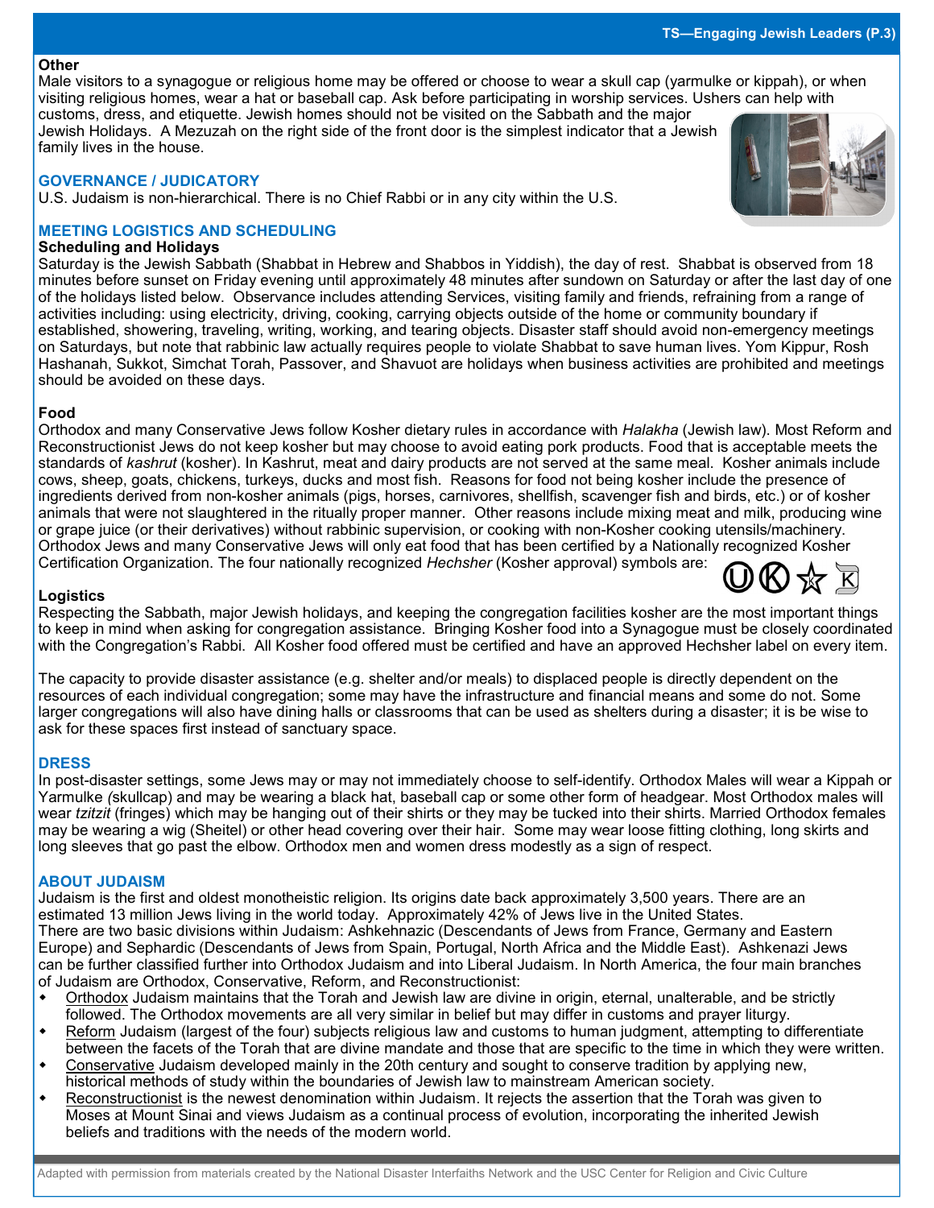**Other**

Male visitors to a synagogue or religious home may be offered or choose to wear a skull cap (yarmulke or kippah), or when visiting religious homes, wear a hat or baseball cap. Ask before participating in worship services. Ushers can help with customs, dress, and etiquette. Jewish homes should not be visited on the Sabbath and the major Jewish Holidays. A Mezuzah on the right side of the front door is the simplest indicator that a Jewish family lives in the house.

## GOVERNANCE / JUDICATORY

U.S. Judaism is non-hierarchical. There is no Chief Rabbi or in any city within the U.S.

## MEETING LOGISTICS AND SCHEDULING

**Scheduling and Holidays**

Saturday is the Jewish Sabbath (Shabbat in Hebrew and Shabbos in Yiddish), the day of rest. Shabbat is observed from 18 minutes before sunset on Friday evening until approximately 48 minutes after sundown on Saturday or after the last day of one of the holidays listed below. Observance includes attending Services, visiting family and friends, refraining from a range of activities including: using electricity, driving, cooking, carrying objects outside of the home or community boundary if established, showering, traveling, writing, working, and tearing objects. Disaster staff should avoid non-emergency meetings on Saturdays, but note that rabbinic law actually requires people to violate Shabbat to save human lives. Yom Kippur, Rosh Hashanah, Sukkot, Simchat Torah, Passover, and Shavuot are holidays when business activities are prohibited and meetings should be avoided on these days.

**Food**

Orthodox and many Conservative Jews follow Kosher dietary rules in accordance with *Halakha* (Jewish law). Most Reform and Reconstructionist Jews do not keep kosher but may choose to avoid eating pork products. Food that is acceptable meets the standards of *kashrut* (kosher). In Kashrut, meat and dairy products are not served at the same meal. Kosher animals include cows, sheep, goats, chickens, turkeys, ducks and most fish. Reasons for food not being kosher include the presence of ingredients derived from non-kosher animals (pigs, horses, carnivores, shellfish, scavenger fish and birds, etc.) or of kosher animals that were not slaughtered in the ritually proper manner. Other reasons include mixing meat and milk, producing wine or grape juice (or their derivatives) without rabbinic supervision, or cooking with non-Kosher cooking utensils/machinery. Orthodox Jews and many Conservative Jews will only eat food that has been certified by a Nationally recognized Kosher Certification Organization. The four nationally recognized *Hechsher* (Kosher approval) symbols are:

**Logistics**

Respecting the Sabbath, major Jewish holidays, and keeping the congregation facilities kosher are the most important things to keep in mind when asking for congregation assistance. Bringing Kosher food into a Synagogue must be closely coordinated with the Congregation's Rabbi. All Kosher food offered must be certified and have an approved Hechsher label on every item.

The capacity to provide disaster assistance (e.g. shelter and/or meals) to displaced people is directly dependent on the resources of each individual congregation; some may have the infrastructure and financial means and some do not. Some larger congregations will also have dining halls or classrooms that can be used as shelters during a disaster; it is be wise to ask for these spaces first instead of sanctuary space.

## DRESS

In post-disaster settings, some Jews may or may not immediately choose to self-identify. Orthodox Males will wear a Kippah or Yarmulke *(*skullcap) and may be wearing a black hat, baseball cap or some other form of headgear. Most Orthodox males will wear *tzitzit* (fringes) which may be hanging out of their shirts or they may be tucked into their shirts. Married Orthodox females may be wearing a wig (Sheitel) or other head covering over their hair. Some may wear loose fitting clothing, long skirts and long sleeves that go past the elbow. Orthodox men and women dress modestly as a sign of respect.

## ABOUT JUDAISM

Judaism is the first and oldest monotheistic religion. Its origins date back approximately 3,500 years. There are an estimated 13 million Jews living in the world today. Approximately 42% of Jews live in the United States.

There are two basic divisions within Judaism: Ashkehnazic (Descendants of Jews from France, Germany and Eastern Europe) and Sephardic (Descendants of Jews from Spain, Portugal, North Africa and the Middle East). Ashkenazi Jews can be further classified further into Orthodox Judaism and into Liberal Judaism. In North America, the four main branches of Judaism are Orthodox, Conservative, Reform, and Reconstructionist:

- Orthodox Judaism maintains that the Torah and Jewish law are divine in origin, eternal, unalterable, and be strictly followed. The Orthodox movements are all very similar in belief but may differ in customs and prayer liturgy.
- Reform Judaism (largest of the four) subjects religious law and customs to human judgment, attempting to differentiate between the facets of the Torah that are divine mandate and those that are specific to the time in which they were written.
- Conservative Judaism developed mainly in the 20th century and sought to conserve tradition by applying new, historical methods of study within the boundaries of Jewish law to mainstream American society.
- Reconstructionist is the newest denomination within Judaism. It rejects the assertion that the Torah was given to Moses at Mount Sinai and views Judaism as a continual process of evolution, incorporating the inherited Jewish beliefs and traditions with the needs of the modern world.

Adapted with permission from materials created by the National Disaster Interfaiths Network and the USC Center for Religion and Civic Culture